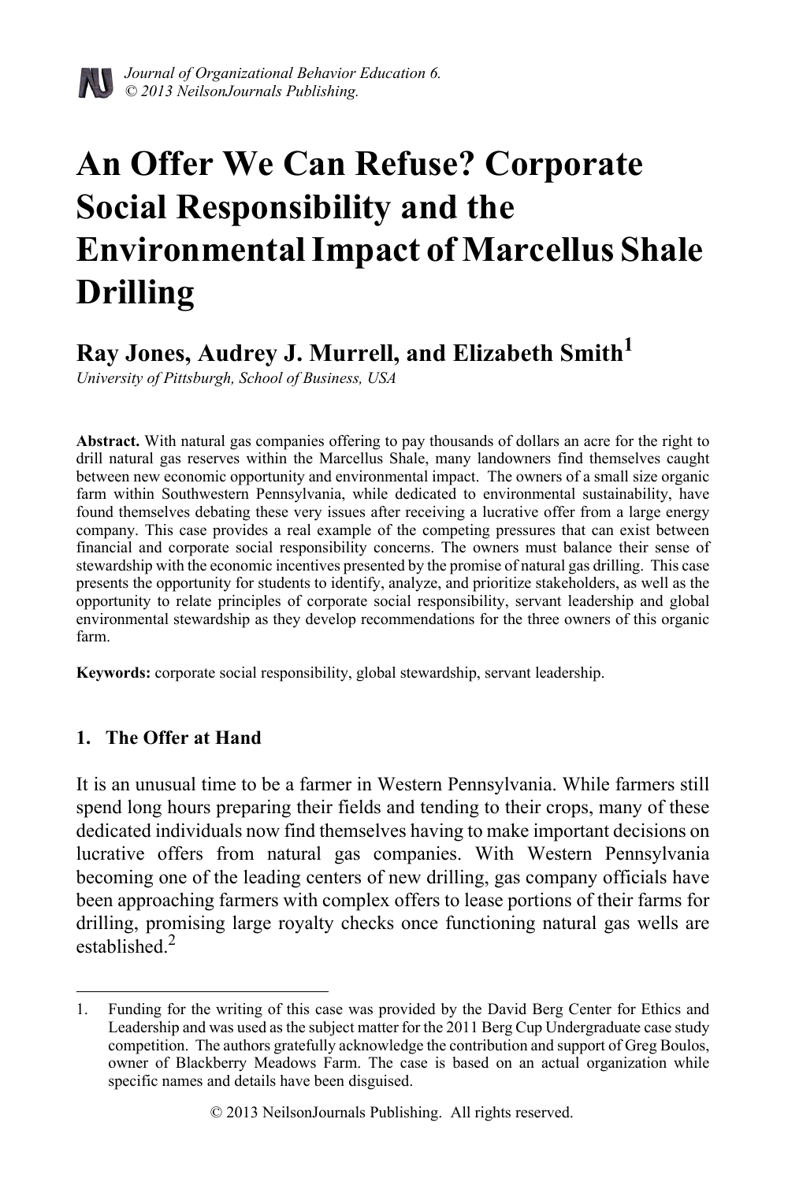*Journal of Organizational Behavior Education 6.*
*© 2013 NeilsonJournals Publishing.*

# An Offer We Can Refuse? Corporate Social Responsibility and the Environmental Impact of Marcellus Shale Drilling

**Ray Jones, Audrey J. Murrell, and Elizabeth Smith**[1]

*University of Pittsburgh, School of Business, USA*

**Abstract.** With natural gas companies offering to pay thousands of dollars an acre for the right to drill natural gas reserves within the Marcellus Shale, many landowners find themselves caught between new economic opportunity and environmental impact. The owners of a small size organic farm within Southwestern Pennsylvania, while dedicated to environmental sustainability, have found themselves debating these very issues after receiving a lucrative offer from a large energy company. This case provides a real example of the competing pressures that can exist between financial and corporate social responsibility concerns. The owners must balance their sense of stewardship with the economic incentives presented by the promise of natural gas drilling. This case presents the opportunity for students to identify, analyze, and prioritize stakeholders, as well as the opportunity to relate principles of corporate social responsibility, servant leadership and global environmental stewardship as they develop recommendations for the three owners of this organic farm.

**Keywords:** corporate social responsibility, global stewardship, servant leadership.

## 1. The Offer at Hand

It is an unusual time to be a farmer in Western Pennsylvania. While farmers still spend long hours preparing their fields and tending to their crops, many of these dedicated individuals now find themselves having to make important decisions on lucrative offers from natural gas companies. With Western Pennsylvania becoming one of the leading centers of new drilling, gas company officials have been approaching farmers with complex offers to lease portions of their farms for drilling, promising large royalty checks once functioning natural gas wells are established.[2]

---

1. Funding for the writing of this case was provided by the David Berg Center for Ethics and Leadership and was used as the subject matter for the 2011 Berg Cup Undergraduate case study competition. The authors gratefully acknowledge the contribution and support of Greg Boulos, owner of Blackberry Meadows Farm. The case is based on an actual organization while specific names and details have been disguised.

© 2013 NeilsonJournals Publishing. All rights reserved.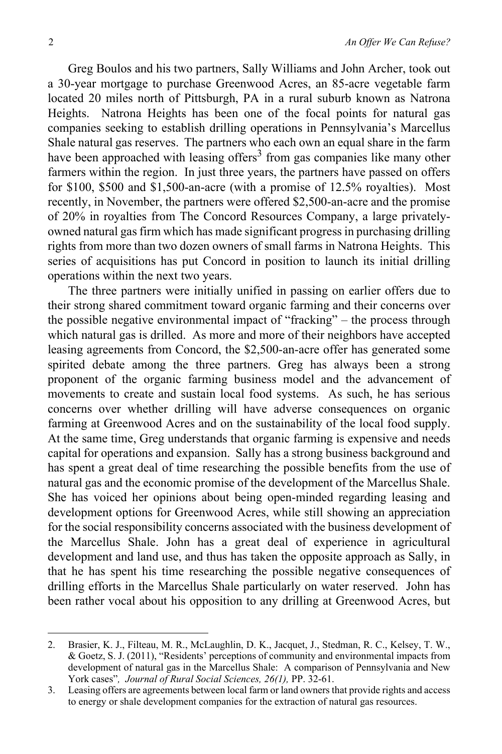Greg Boulos and his two partners, Sally Williams and John Archer, took out a 30-year mortgage to purchase Greenwood Acres, an 85-acre vegetable farm located 20 miles north of Pittsburgh, PA in a rural suburb known as Natrona Heights. Natrona Heights has been one of the focal points for natural gas companies seeking to establish drilling operations in Pennsylvania's Marcellus Shale natural gas reserves. The partners who each own an equal share in the farm have been approached with leasing offers[3] from gas companies like many other farmers within the region. In just three years, the partners have passed on offers for $100, $500 and $1,500-an-acre (with a promise of 12.5% royalties). Most recently, in November, the partners were offered $2,500-an-acre and the promise of 20% in royalties from The Concord Resources Company, a large privately-owned natural gas firm which has made significant progress in purchasing drilling rights from more than two dozen owners of small farms in Natrona Heights. This series of acquisitions has put Concord in position to launch its initial drilling operations within the next two years.

The three partners were initially unified in passing on earlier offers due to their strong shared commitment toward organic farming and their concerns over the possible negative environmental impact of "fracking" – the process through which natural gas is drilled. As more and more of their neighbors have accepted leasing agreements from Concord, the $2,500-an-acre offer has generated some spirited debate among the three partners. Greg has always been a strong proponent of the organic farming business model and the advancement of movements to create and sustain local food systems. As such, he has serious concerns over whether drilling will have adverse consequences on organic farming at Greenwood Acres and on the sustainability of the local food supply. At the same time, Greg understands that organic farming is expensive and needs capital for operations and expansion. Sally has a strong business background and has spent a great deal of time researching the possible benefits from the use of natural gas and the economic promise of the development of the Marcellus Shale. She has voiced her opinions about being open-minded regarding leasing and development options for Greenwood Acres, while still showing an appreciation for the social responsibility concerns associated with the business development of the Marcellus Shale. John has a great deal of experience in agricultural development and land use, and thus has taken the opposite approach as Sally, in that he has spent his time researching the possible negative consequences of drilling efforts in the Marcellus Shale particularly on water reserved. John has been rather vocal about his opposition to any drilling at Greenwood Acres, but

2. Brasier, K. J., Filteau, M. R., McLaughlin, D. K., Jacquet, J., Stedman, R. C., Kelsey, T. W., & Goetz, S. J. (2011), "Residents' perceptions of community and environmental impacts from development of natural gas in the Marcellus Shale: A comparison of Pennsylvania and New York cases", *Journal of Rural Social Sciences, 26(1),* PP. 32-61.

3. Leasing offers are agreements between local farm or land owners that provide rights and access to energy or shale development companies for the extraction of natural gas resources.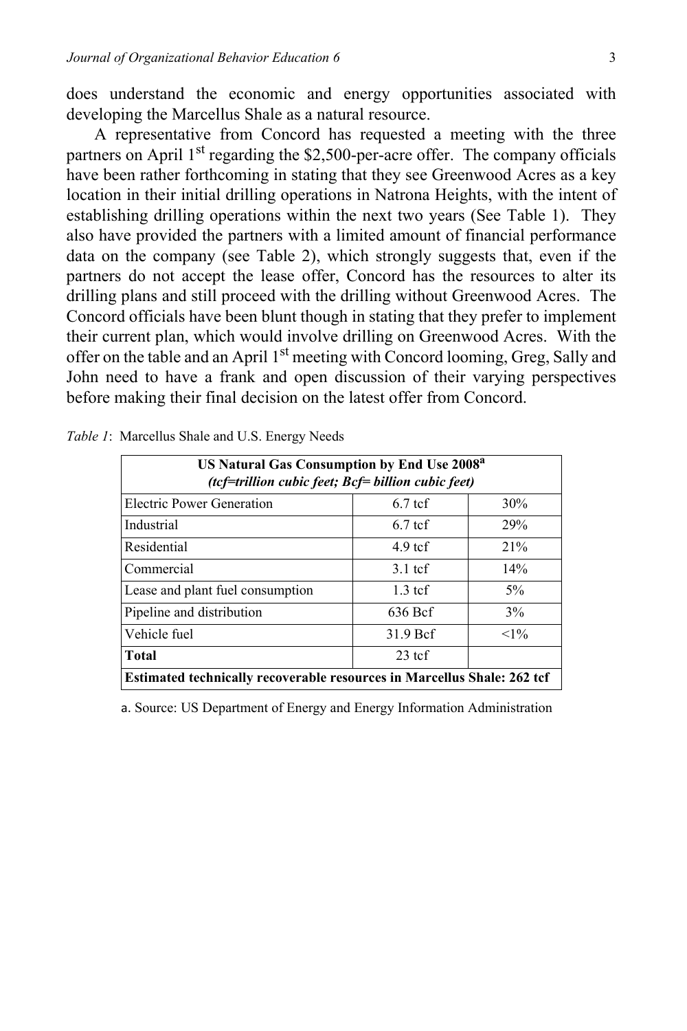does understand the economic and energy opportunities associated with developing the Marcellus Shale as a natural resource.

A representative from Concord has requested a meeting with the three partners on April 1st regarding the $2,500-per-acre offer. The company officials have been rather forthcoming in stating that they see Greenwood Acres as a key location in their initial drilling operations in Natrona Heights, with the intent of establishing drilling operations within the next two years (See Table 1). They also have provided the partners with a limited amount of financial performance data on the company (see Table 2), which strongly suggests that, even if the partners do not accept the lease offer, Concord has the resources to alter its drilling plans and still proceed with the drilling without Greenwood Acres. The Concord officials have been blunt though in stating that they prefer to implement their current plan, which would involve drilling on Greenwood Acres. With the offer on the table and an April 1st meeting with Concord looming, Greg, Sally and John need to have a frank and open discussion of their varying perspectives before making their final decision on the latest offer from Concord.

*Table 1*: Marcellus Shale and U.S. Energy Needs

| **US Natural Gas Consumption by End Use 2008[a]** *(tcf=trillion cubic feet; Bcf= billion cubic feet)* | | |
|---|---|---|
| Electric Power Generation | 6.7 tcf | 30% |
| Industrial | 6.7 tcf | 29% |
| Residential | 4.9 tcf | 21% |
| Commercial | 3.1 tcf | 14% |
| Lease and plant fuel consumption | 1.3 tcf | 5% |
| Pipeline and distribution | 636 Bcf | 3% |
| Vehicle fuel | 31.9 Bcf | <1% |
| **Total** | 23 tcf | |
| **Estimated technically recoverable resources in Marcellus Shale: 262 tcf** | | |

a. Source: US Department of Energy and Energy Information Administration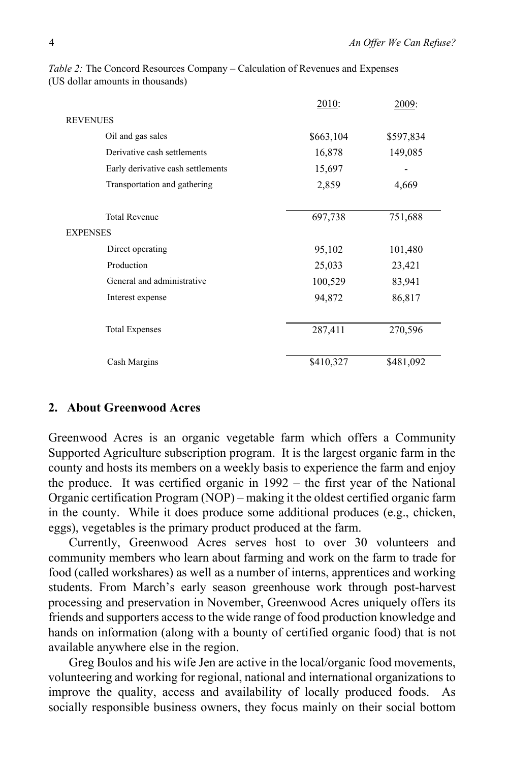*Table 2:* The Concord Resources Company – Calculation of Revenues and Expenses (US dollar amounts in thousands)

| | 2010: | 2009: |
|---|---|---|
| REVENUES | | |
| Oil and gas sales | $663,104 | $597,834 |
| Derivative cash settlements | 16,878 | 149,085 |
| Early derivative cash settlements | 15,697 | - |
| Transportation and gathering | 2,859 | 4,669 |
| Total Revenue | 697,738 | 751,688 |
| EXPENSES | | |
| Direct operating | 95,102 | 101,480 |
| Production | 25,033 | 23,421 |
| General and administrative | 100,529 | 83,941 |
| Interest expense | 94,872 | 86,817 |
| Total Expenses | 287,411 | 270,596 |
| Cash Margins | $410,327 | $481,092 |

## 2. About Greenwood Acres

Greenwood Acres is an organic vegetable farm which offers a Community Supported Agriculture subscription program. It is the largest organic farm in the county and hosts its members on a weekly basis to experience the farm and enjoy the produce. It was certified organic in 1992 – the first year of the National Organic certification Program (NOP) – making it the oldest certified organic farm in the county. While it does produce some additional produces (e.g., chicken, eggs), vegetables is the primary product produced at the farm.

Currently, Greenwood Acres serves host to over 30 volunteers and community members who learn about farming and work on the farm to trade for food (called workshares) as well as a number of interns, apprentices and working students. From March's early season greenhouse work through post-harvest processing and preservation in November, Greenwood Acres uniquely offers its friends and supporters access to the wide range of food production knowledge and hands on information (along with a bounty of certified organic food) that is not available anywhere else in the region.

Greg Boulos and his wife Jen are active in the local/organic food movements, volunteering and working for regional, national and international organizations to improve the quality, access and availability of locally produced foods. As socially responsible business owners, they focus mainly on their social bottom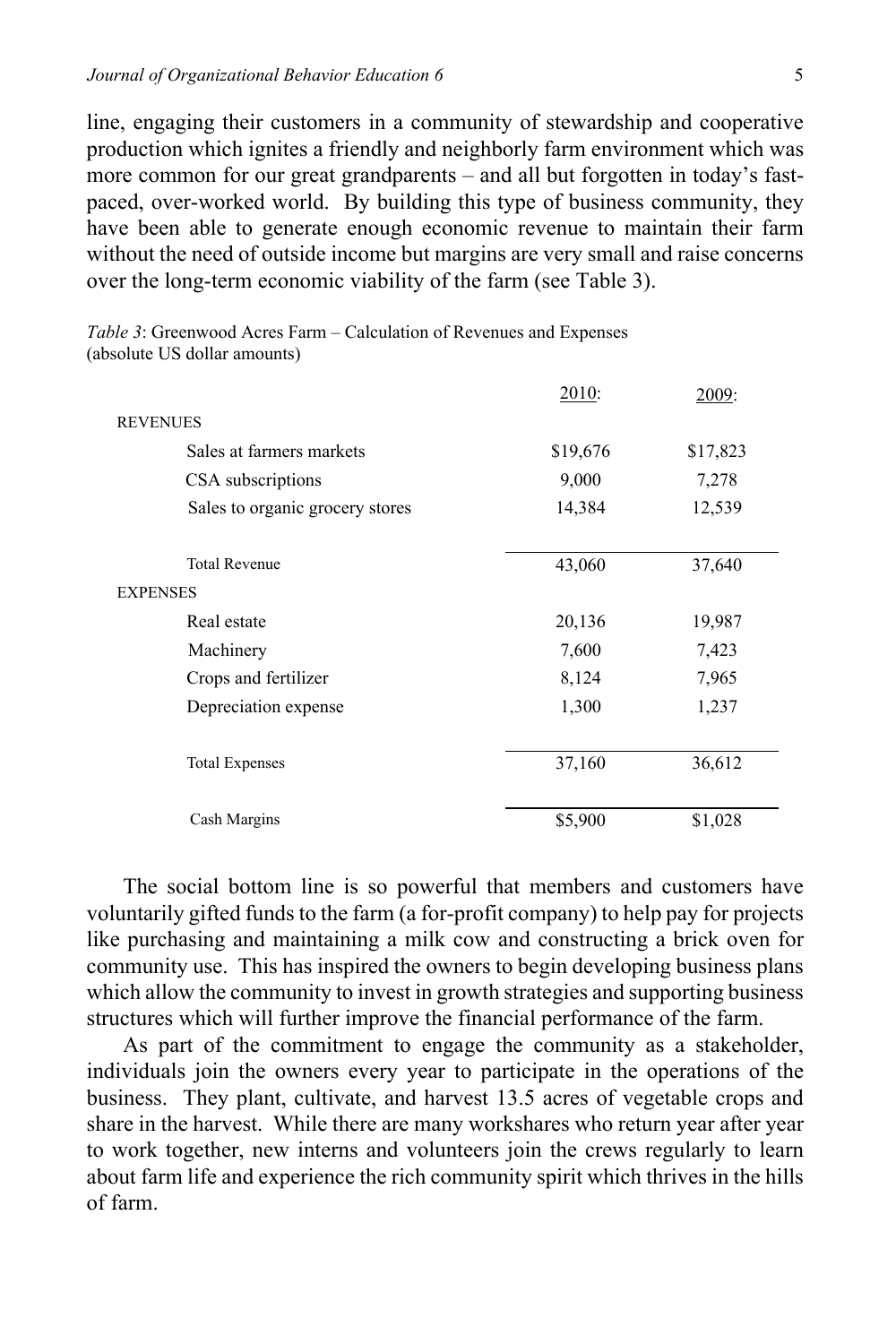line, engaging their customers in a community of stewardship and cooperative production which ignites a friendly and neighborly farm environment which was more common for our great grandparents – and all but forgotten in today's fast-paced, over-worked world. By building this type of business community, they have been able to generate enough economic revenue to maintain their farm without the need of outside income but margins are very small and raise concerns over the long-term economic viability of the farm (see Table 3).

*Table 3*: Greenwood Acres Farm – Calculation of Revenues and Expenses (absolute US dollar amounts)

| | 2010: | 2009: |
|---|---|---|
| REVENUES | | |
| Sales at farmers markets | $19,676 | $17,823 |
| CSA subscriptions | 9,000 | 7,278 |
| Sales to organic grocery stores | 14,384 | 12,539 |
| Total Revenue | 43,060 | 37,640 |
| EXPENSES | | |
| Real estate | 20,136 | 19,987 |
| Machinery | 7,600 | 7,423 |
| Crops and fertilizer | 8,124 | 7,965 |
| Depreciation expense | 1,300 | 1,237 |
| Total Expenses | 37,160 | 36,612 |
| Cash Margins | $5,900 | $1,028 |

The social bottom line is so powerful that members and customers have voluntarily gifted funds to the farm (a for-profit company) to help pay for projects like purchasing and maintaining a milk cow and constructing a brick oven for community use. This has inspired the owners to begin developing business plans which allow the community to invest in growth strategies and supporting business structures which will further improve the financial performance of the farm.

As part of the commitment to engage the community as a stakeholder, individuals join the owners every year to participate in the operations of the business. They plant, cultivate, and harvest 13.5 acres of vegetable crops and share in the harvest. While there are many workshares who return year after year to work together, new interns and volunteers join the crews regularly to learn about farm life and experience the rich community spirit which thrives in the hills of farm.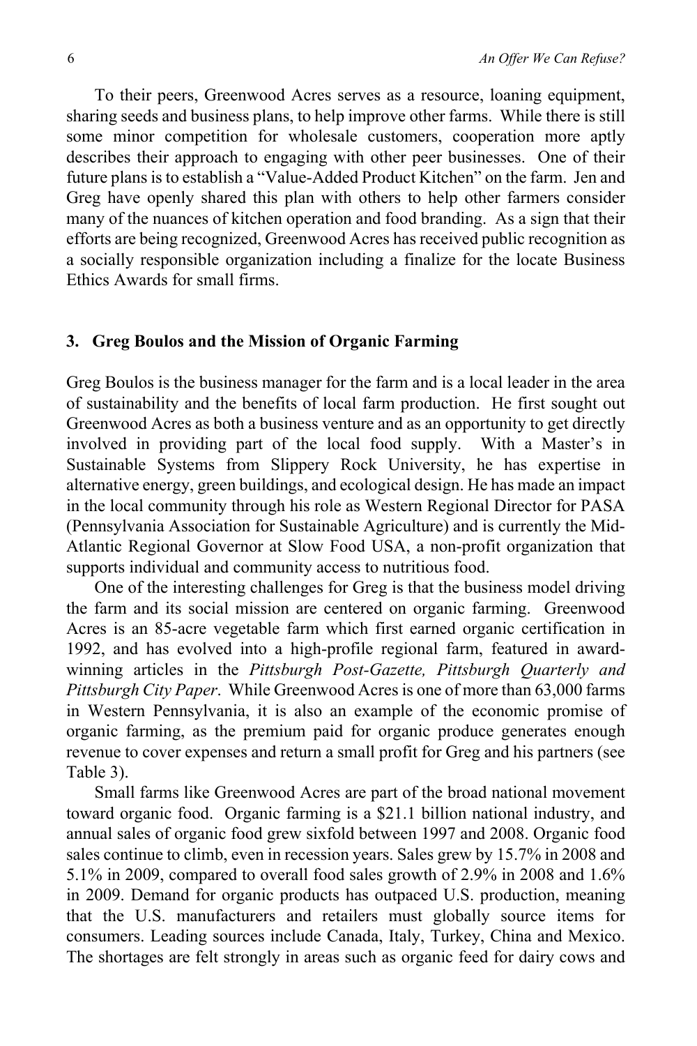To their peers, Greenwood Acres serves as a resource, loaning equipment, sharing seeds and business plans, to help improve other farms. While there is still some minor competition for wholesale customers, cooperation more aptly describes their approach to engaging with other peer businesses. One of their future plans is to establish a "Value-Added Product Kitchen" on the farm. Jen and Greg have openly shared this plan with others to help other farmers consider many of the nuances of kitchen operation and food branding. As a sign that their efforts are being recognized, Greenwood Acres has received public recognition as a socially responsible organization including a finalize for the locate Business Ethics Awards for small firms.

## 3. Greg Boulos and the Mission of Organic Farming

Greg Boulos is the business manager for the farm and is a local leader in the area of sustainability and the benefits of local farm production. He first sought out Greenwood Acres as both a business venture and as an opportunity to get directly involved in providing part of the local food supply. With a Master's in Sustainable Systems from Slippery Rock University, he has expertise in alternative energy, green buildings, and ecological design. He has made an impact in the local community through his role as Western Regional Director for PASA (Pennsylvania Association for Sustainable Agriculture) and is currently the Mid-Atlantic Regional Governor at Slow Food USA, a non-profit organization that supports individual and community access to nutritious food.

One of the interesting challenges for Greg is that the business model driving the farm and its social mission are centered on organic farming. Greenwood Acres is an 85-acre vegetable farm which first earned organic certification in 1992, and has evolved into a high-profile regional farm, featured in award-winning articles in the *Pittsburgh Post-Gazette, Pittsburgh Quarterly and Pittsburgh City Paper*. While Greenwood Acres is one of more than 63,000 farms in Western Pennsylvania, it is also an example of the economic promise of organic farming, as the premium paid for organic produce generates enough revenue to cover expenses and return a small profit for Greg and his partners (see Table 3).

Small farms like Greenwood Acres are part of the broad national movement toward organic food. Organic farming is a $21.1 billion national industry, and annual sales of organic food grew sixfold between 1997 and 2008. Organic food sales continue to climb, even in recession years. Sales grew by 15.7% in 2008 and 5.1% in 2009, compared to overall food sales growth of 2.9% in 2008 and 1.6% in 2009. Demand for organic products has outpaced U.S. production, meaning that the U.S. manufacturers and retailers must globally source items for consumers. Leading sources include Canada, Italy, Turkey, China and Mexico. The shortages are felt strongly in areas such as organic feed for dairy cows and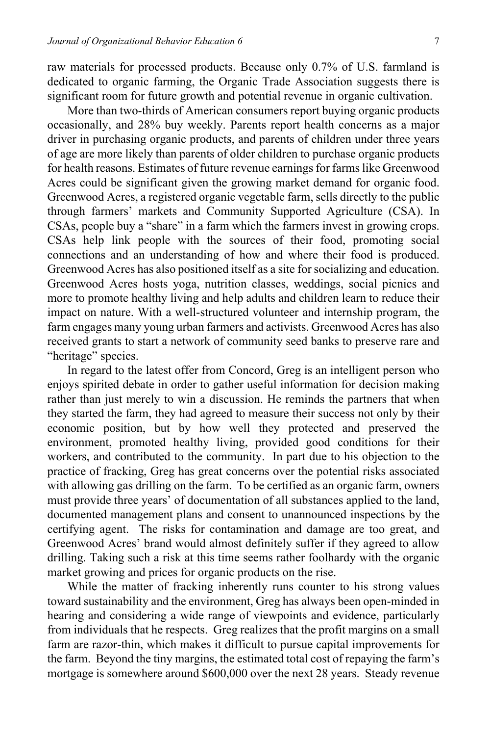raw materials for processed products. Because only 0.7% of U.S. farmland is dedicated to organic farming, the Organic Trade Association suggests there is significant room for future growth and potential revenue in organic cultivation.

More than two-thirds of American consumers report buying organic products occasionally, and 28% buy weekly. Parents report health concerns as a major driver in purchasing organic products, and parents of children under three years of age are more likely than parents of older children to purchase organic products for health reasons. Estimates of future revenue earnings for farms like Greenwood Acres could be significant given the growing market demand for organic food. Greenwood Acres, a registered organic vegetable farm, sells directly to the public through farmers' markets and Community Supported Agriculture (CSA). In CSAs, people buy a "share" in a farm which the farmers invest in growing crops. CSAs help link people with the sources of their food, promoting social connections and an understanding of how and where their food is produced. Greenwood Acres has also positioned itself as a site for socializing and education. Greenwood Acres hosts yoga, nutrition classes, weddings, social picnics and more to promote healthy living and help adults and children learn to reduce their impact on nature. With a well-structured volunteer and internship program, the farm engages many young urban farmers and activists. Greenwood Acres has also received grants to start a network of community seed banks to preserve rare and "heritage" species.

In regard to the latest offer from Concord, Greg is an intelligent person who enjoys spirited debate in order to gather useful information for decision making rather than just merely to win a discussion. He reminds the partners that when they started the farm, they had agreed to measure their success not only by their economic position, but by how well they protected and preserved the environment, promoted healthy living, provided good conditions for their workers, and contributed to the community. In part due to his objection to the practice of fracking, Greg has great concerns over the potential risks associated with allowing gas drilling on the farm. To be certified as an organic farm, owners must provide three years' of documentation of all substances applied to the land, documented management plans and consent to unannounced inspections by the certifying agent. The risks for contamination and damage are too great, and Greenwood Acres' brand would almost definitely suffer if they agreed to allow drilling. Taking such a risk at this time seems rather foolhardy with the organic market growing and prices for organic products on the rise.

While the matter of fracking inherently runs counter to his strong values toward sustainability and the environment, Greg has always been open-minded in hearing and considering a wide range of viewpoints and evidence, particularly from individuals that he respects. Greg realizes that the profit margins on a small farm are razor-thin, which makes it difficult to pursue capital improvements for the farm. Beyond the tiny margins, the estimated total cost of repaying the farm's mortgage is somewhere around $600,000 over the next 28 years. Steady revenue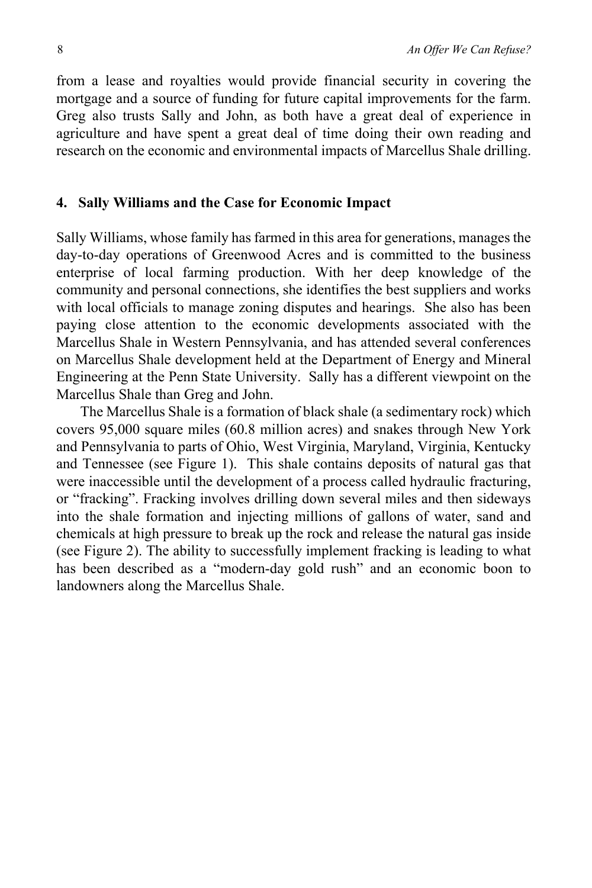from a lease and royalties would provide financial security in covering the mortgage and a source of funding for future capital improvements for the farm. Greg also trusts Sally and John, as both have a great deal of experience in agriculture and have spent a great deal of time doing their own reading and research on the economic and environmental impacts of Marcellus Shale drilling.

## 4. Sally Williams and the Case for Economic Impact

Sally Williams, whose family has farmed in this area for generations, manages the day-to-day operations of Greenwood Acres and is committed to the business enterprise of local farming production. With her deep knowledge of the community and personal connections, she identifies the best suppliers and works with local officials to manage zoning disputes and hearings. She also has been paying close attention to the economic developments associated with the Marcellus Shale in Western Pennsylvania, and has attended several conferences on Marcellus Shale development held at the Department of Energy and Mineral Engineering at the Penn State University. Sally has a different viewpoint on the Marcellus Shale than Greg and John.

The Marcellus Shale is a formation of black shale (a sedimentary rock) which covers 95,000 square miles (60.8 million acres) and snakes through New York and Pennsylvania to parts of Ohio, West Virginia, Maryland, Virginia, Kentucky and Tennessee (see Figure 1). This shale contains deposits of natural gas that were inaccessible until the development of a process called hydraulic fracturing, or "fracking". Fracking involves drilling down several miles and then sideways into the shale formation and injecting millions of gallons of water, sand and chemicals at high pressure to break up the rock and release the natural gas inside (see Figure 2). The ability to successfully implement fracking is leading to what has been described as a "modern-day gold rush" and an economic boon to landowners along the Marcellus Shale.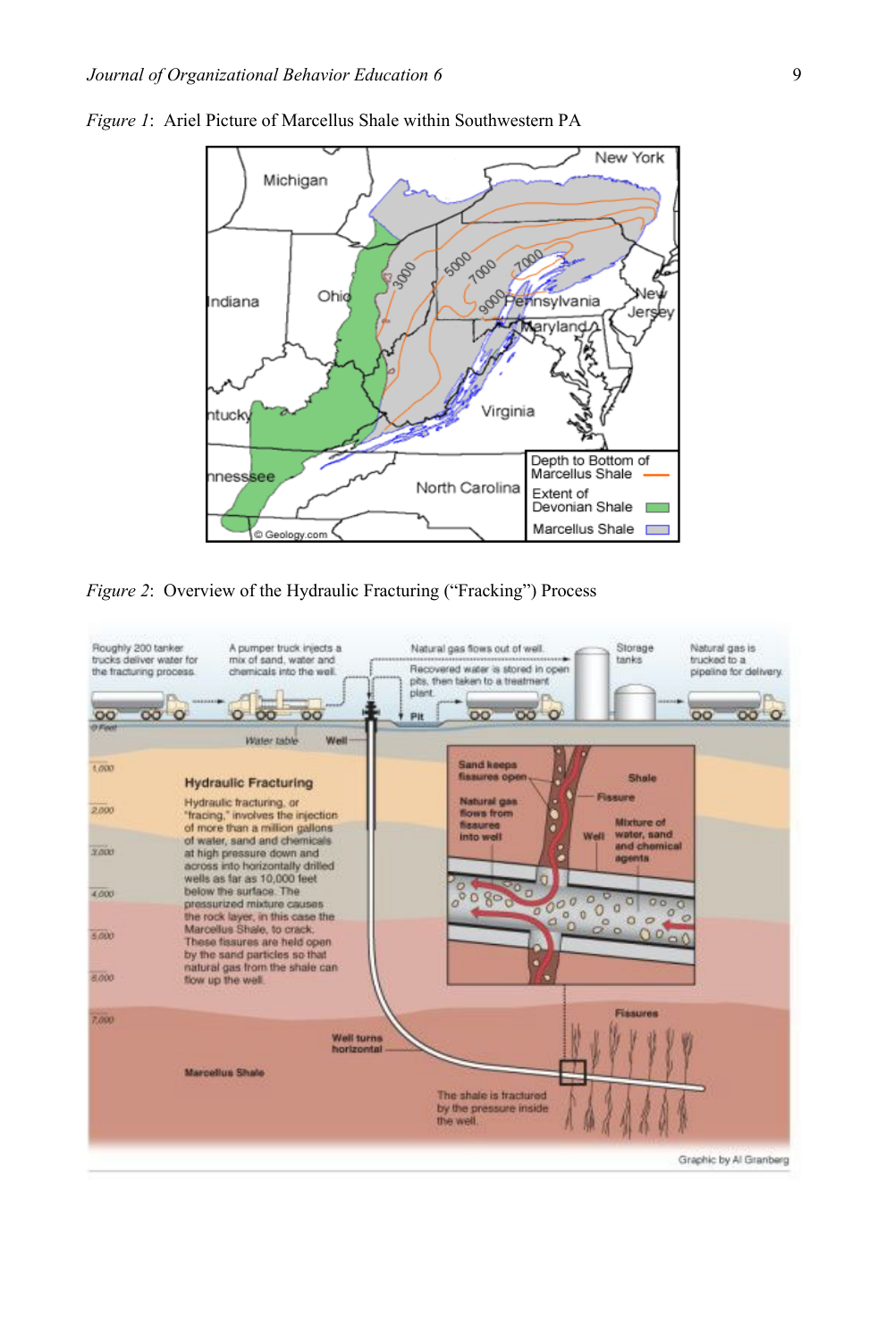*Figure 1*: Ariel Picture of Marcellus Shale within Southwestern PA

*Figure 2*: Overview of the Hydraulic Fracturing ("Fracking") Process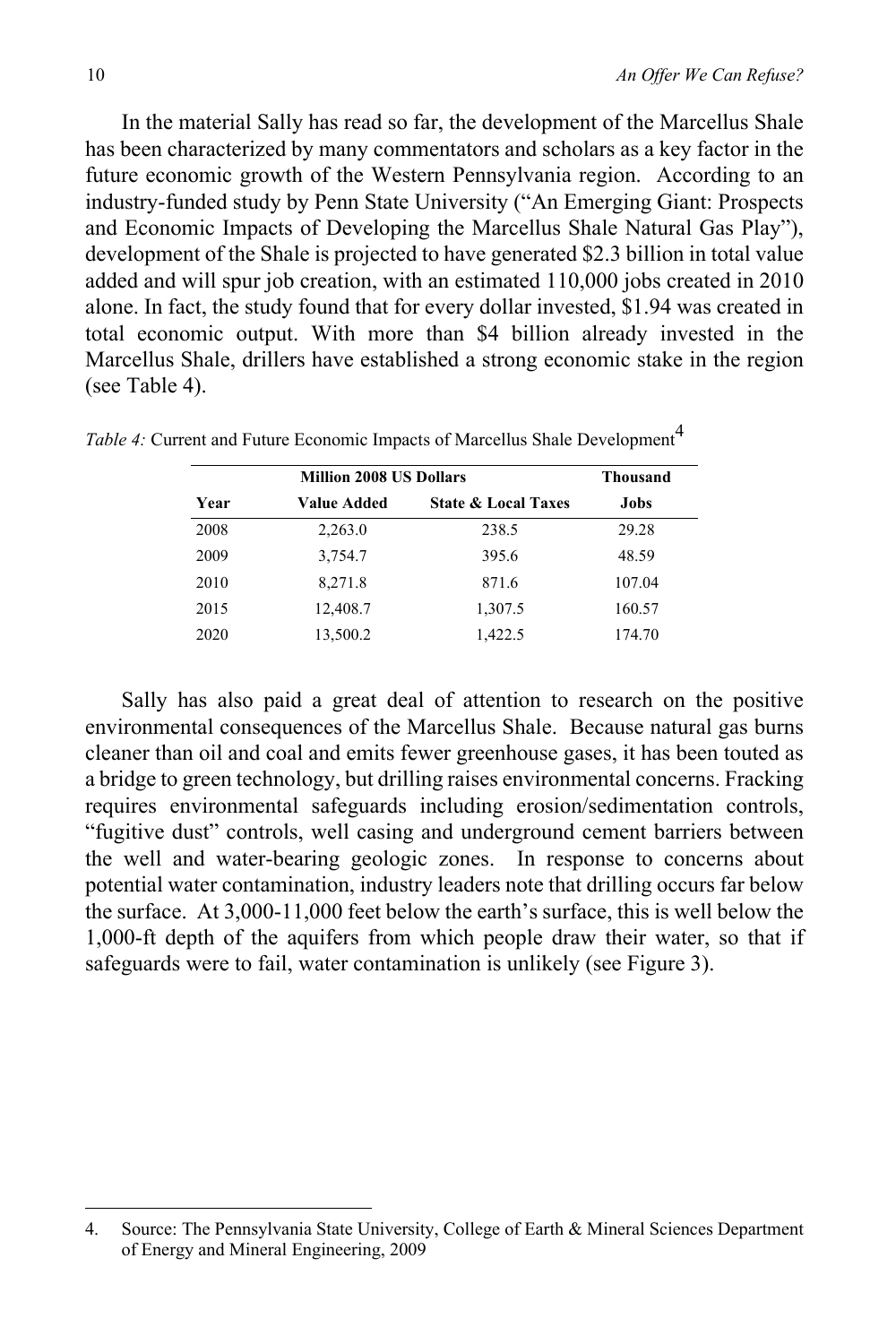In the material Sally has read so far, the development of the Marcellus Shale has been characterized by many commentators and scholars as a key factor in the future economic growth of the Western Pennsylvania region. According to an industry-funded study by Penn State University ("An Emerging Giant: Prospects and Economic Impacts of Developing the Marcellus Shale Natural Gas Play"), development of the Shale is projected to have generated $2.3 billion in total value added and will spur job creation, with an estimated 110,000 jobs created in 2010 alone. In fact, the study found that for every dollar invested, $1.94 was created in total economic output. With more than $4 billion already invested in the Marcellus Shale, drillers have established a strong economic stake in the region (see Table 4).

*Table 4:* Current and Future Economic Impacts of Marcellus Shale Development[4]

| | Million 2008 US Dollars | | Thousand |
|---|---|---|---|
| **Year** | **Value Added** | **State & Local Taxes** | **Jobs** |
| 2008 | 2,263.0 | 238.5 | 29.28 |
| 2009 | 3,754.7 | 395.6 | 48.59 |
| 2010 | 8,271.8 | 871.6 | 107.04 |
| 2015 | 12,408.7 | 1,307.5 | 160.57 |
| 2020 | 13,500.2 | 1,422.5 | 174.70 |

Sally has also paid a great deal of attention to research on the positive environmental consequences of the Marcellus Shale. Because natural gas burns cleaner than oil and coal and emits fewer greenhouse gases, it has been touted as a bridge to green technology, but drilling raises environmental concerns. Fracking requires environmental safeguards including erosion/sedimentation controls, "fugitive dust" controls, well casing and underground cement barriers between the well and water-bearing geologic zones. In response to concerns about potential water contamination, industry leaders note that drilling occurs far below the surface. At 3,000-11,000 feet below the earth's surface, this is well below the 1,000-ft depth of the aquifers from which people draw their water, so that if safeguards were to fail, water contamination is unlikely (see Figure 3).

---

4. Source: The Pennsylvania State University, College of Earth & Mineral Sciences Department of Energy and Mineral Engineering, 2009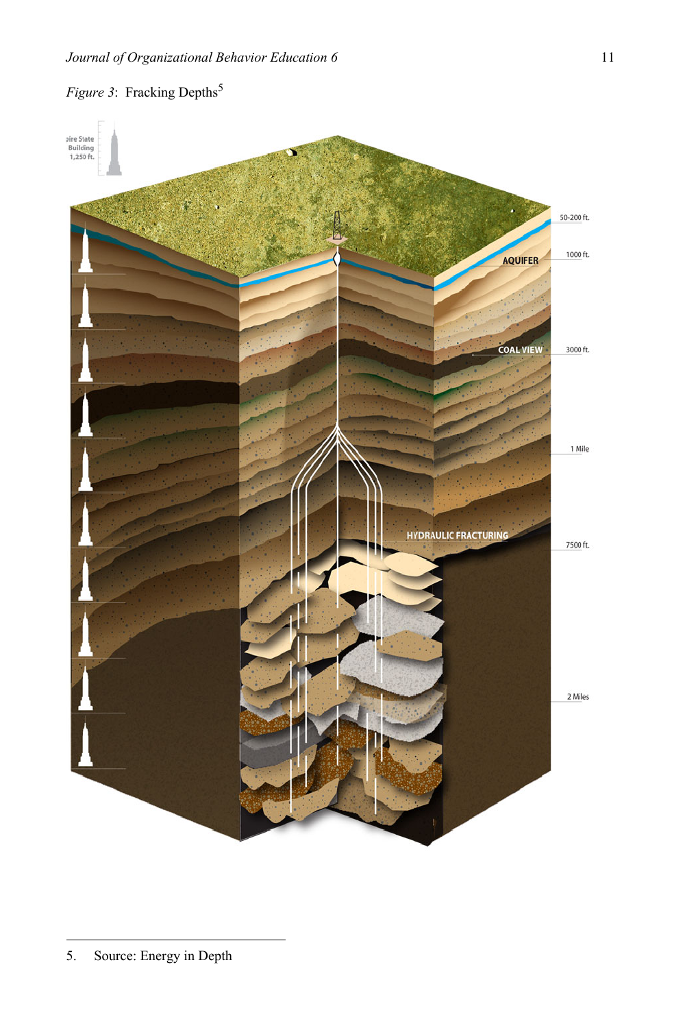*Figure 3*: Fracking Depths[5]

5. Source: Energy in Depth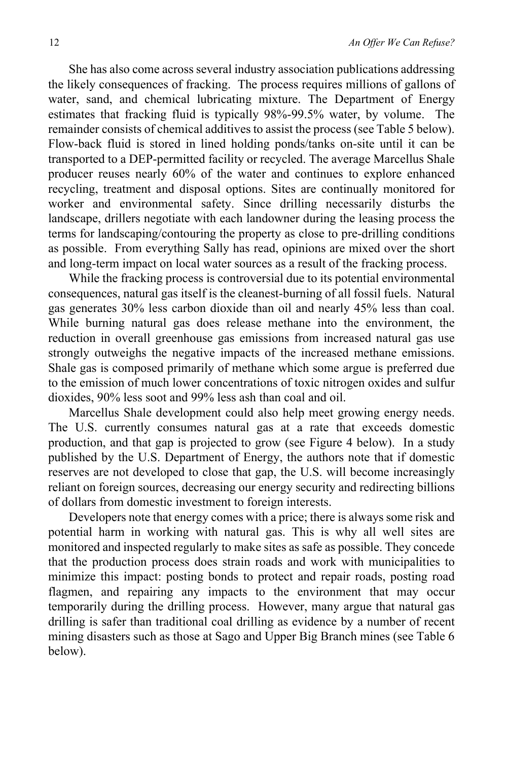She has also come across several industry association publications addressing the likely consequences of fracking. The process requires millions of gallons of water, sand, and chemical lubricating mixture. The Department of Energy estimates that fracking fluid is typically 98%-99.5% water, by volume. The remainder consists of chemical additives to assist the process (see Table 5 below). Flow-back fluid is stored in lined holding ponds/tanks on-site until it can be transported to a DEP-permitted facility or recycled. The average Marcellus Shale producer reuses nearly 60% of the water and continues to explore enhanced recycling, treatment and disposal options. Sites are continually monitored for worker and environmental safety. Since drilling necessarily disturbs the landscape, drillers negotiate with each landowner during the leasing process the terms for landscaping/contouring the property as close to pre-drilling conditions as possible. From everything Sally has read, opinions are mixed over the short and long-term impact on local water sources as a result of the fracking process.

While the fracking process is controversial due to its potential environmental consequences, natural gas itself is the cleanest-burning of all fossil fuels. Natural gas generates 30% less carbon dioxide than oil and nearly 45% less than coal. While burning natural gas does release methane into the environment, the reduction in overall greenhouse gas emissions from increased natural gas use strongly outweighs the negative impacts of the increased methane emissions. Shale gas is composed primarily of methane which some argue is preferred due to the emission of much lower concentrations of toxic nitrogen oxides and sulfur dioxides, 90% less soot and 99% less ash than coal and oil.

Marcellus Shale development could also help meet growing energy needs. The U.S. currently consumes natural gas at a rate that exceeds domestic production, and that gap is projected to grow (see Figure 4 below). In a study published by the U.S. Department of Energy, the authors note that if domestic reserves are not developed to close that gap, the U.S. will become increasingly reliant on foreign sources, decreasing our energy security and redirecting billions of dollars from domestic investment to foreign interests.

Developers note that energy comes with a price; there is always some risk and potential harm in working with natural gas. This is why all well sites are monitored and inspected regularly to make sites as safe as possible. They concede that the production process does strain roads and work with municipalities to minimize this impact: posting bonds to protect and repair roads, posting road flagmen, and repairing any impacts to the environment that may occur temporarily during the drilling process. However, many argue that natural gas drilling is safer than traditional coal drilling as evidence by a number of recent mining disasters such as those at Sago and Upper Big Branch mines (see Table 6 below).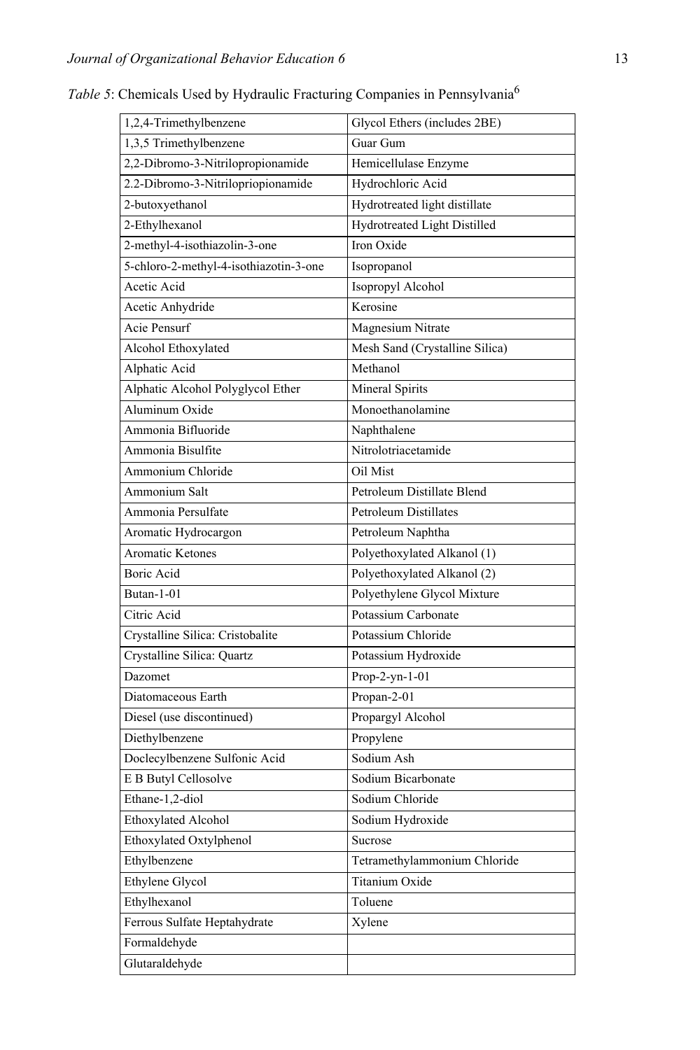*Table 5*: Chemicals Used by Hydraulic Fracturing Companies in Pennsylvania[6]

| | |
|---|---|
| 1,2,4-Trimethylbenzene | Glycol Ethers (includes 2BE) |
| 1,3,5 Trimethylbenzene | Guar Gum |
| 2,2-Dibromo-3-Nitrilopropionamide | Hemicellulase Enzyme |
| 2.2-Dibromo-3-Nitrilopriopionamide | Hydrochloric Acid |
| 2-butoxyethanol | Hydrotreated light distillate |
| 2-Ethylhexanol | Hydrotreated Light Distilled |
| 2-methyl-4-isothiazolin-3-one | Iron Oxide |
| 5-chloro-2-methyl-4-isothiazotin-3-one | Isopropanol |
| Acetic Acid | Isopropyl Alcohol |
| Acetic Anhydride | Kerosine |
| Acie Pensurf | Magnesium Nitrate |
| Alcohol Ethoxylated | Mesh Sand (Crystalline Silica) |
| Alphatic Acid | Methanol |
| Alphatic Alcohol Polyglycol Ether | Mineral Spirits |
| Aluminum Oxide | Monoethanolamine |
| Ammonia Bifluoride | Naphthalene |
| Ammonia Bisulfite | Nitrolotriacetamide |
| Ammonium Chloride | Oil Mist |
| Ammonium Salt | Petroleum Distillate Blend |
| Ammonia Persulfate | Petroleum Distillates |
| Aromatic Hydrocargon | Petroleum Naphtha |
| Aromatic Ketones | Polyethoxylated Alkanol (1) |
| Boric Acid | Polyethoxylated Alkanol (2) |
| Butan-1-01 | Polyethylene Glycol Mixture |
| Citric Acid | Potassium Carbonate |
| Crystalline Silica: Cristobalite | Potassium Chloride |
| Crystalline Silica: Quartz | Potassium Hydroxide |
| Dazomet | Prop-2-yn-1-01 |
| Diatomaceous Earth | Propan-2-01 |
| Diesel (use discontinued) | Propargyl Alcohol |
| Diethylbenzene | Propylene |
| Doclecylbenzene Sulfonic Acid | Sodium Ash |
| E B Butyl Cellosolve | Sodium Bicarbonate |
| Ethane-1,2-diol | Sodium Chloride |
| Ethoxylated Alcohol | Sodium Hydroxide |
| Ethoxylated Oxtylphenol | Sucrose |
| Ethylbenzene | Tetramethylammonium Chloride |
| Ethylene Glycol | Titanium Oxide |
| Ethylhexanol | Toluene |
| Ferrous Sulfate Heptahydrate | Xylene |
| Formaldehyde | |
| Glutaraldehyde | |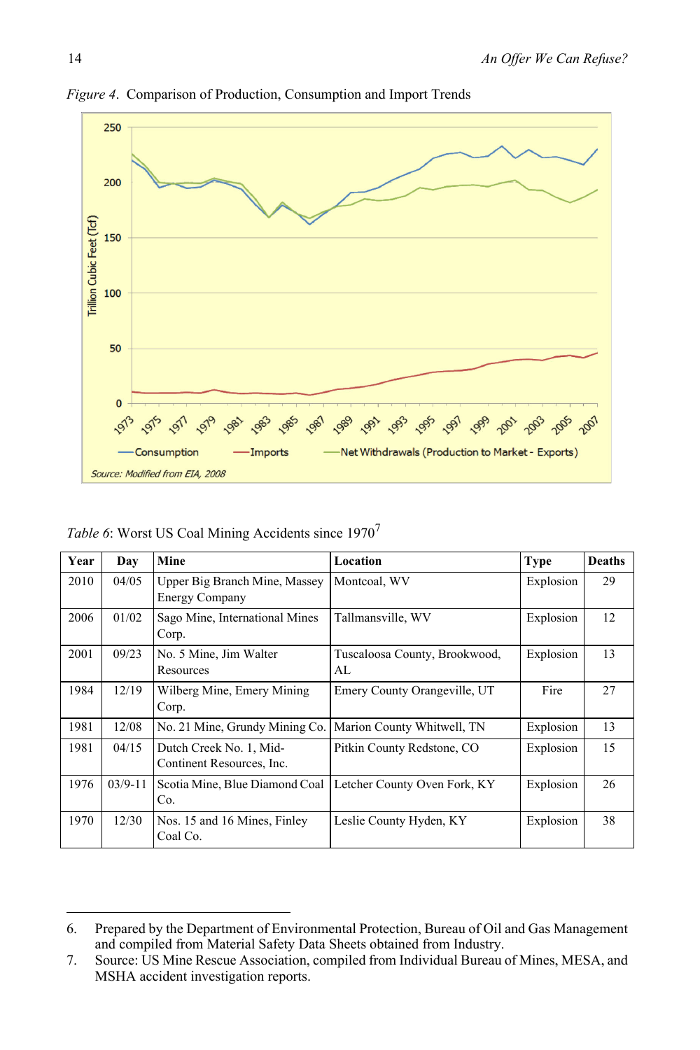*Figure 4*. Comparison of Production, Consumption and Import Trends

Source: Modified from EIA, 2008

*Table 6*: Worst US Coal Mining Accidents since 1970[7]

| Year | Day | Mine | Location | Type | Deaths |
|---|---|---|---|---|---|
| 2010 | 04/05 | Upper Big Branch Mine, Massey Energy Company | Montcoal, WV | Explosion | 29 |
| 2006 | 01/02 | Sago Mine, International Mines Corp. | Tallmansville, WV | Explosion | 12 |
| 2001 | 09/23 | No. 5 Mine, Jim Walter Resources | Tuscaloosa County, Brookwood, AL | Explosion | 13 |
| 1984 | 12/19 | Wilberg Mine, Emery Mining Corp. | Emery County Orangeville, UT | Fire | 27 |
| 1981 | 12/08 | No. 21 Mine, Grundy Mining Co. | Marion County Whitwell, TN | Explosion | 13 |
| 1981 | 04/15 | Dutch Creek No. 1, Mid-Continent Resources, Inc. | Pitkin County Redstone, CO | Explosion | 15 |
| 1976 | 03/9-11 | Scotia Mine, Blue Diamond Coal Co. | Letcher County Oven Fork, KY | Explosion | 26 |
| 1970 | 12/30 | Nos. 15 and 16 Mines, Finley Coal Co. | Leslie County Hyden, KY | Explosion | 38 |

---

6. Prepared by the Department of Environmental Protection, Bureau of Oil and Gas Management and compiled from Material Safety Data Sheets obtained from Industry.
7. Source: US Mine Rescue Association, compiled from Individual Bureau of Mines, MESA, and MSHA accident investigation reports.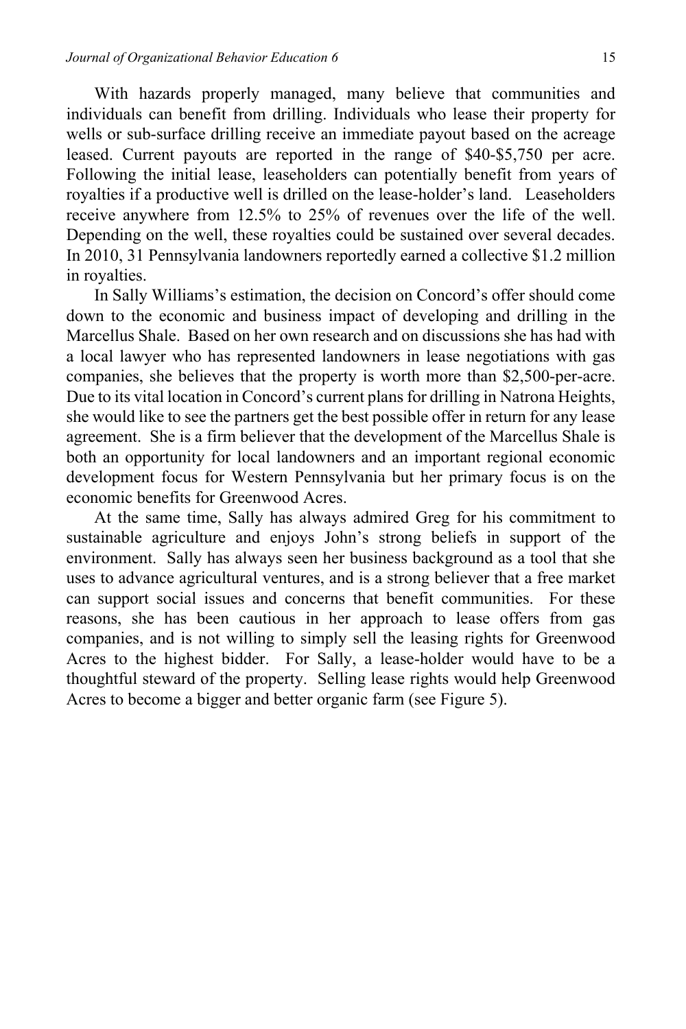With hazards properly managed, many believe that communities and individuals can benefit from drilling. Individuals who lease their property for wells or sub-surface drilling receive an immediate payout based on the acreage leased. Current payouts are reported in the range of $40-$5,750 per acre. Following the initial lease, leaseholders can potentially benefit from years of royalties if a productive well is drilled on the lease-holder's land. Leaseholders receive anywhere from 12.5% to 25% of revenues over the life of the well. Depending on the well, these royalties could be sustained over several decades. In 2010, 31 Pennsylvania landowners reportedly earned a collective $1.2 million in royalties.

In Sally Williams's estimation, the decision on Concord's offer should come down to the economic and business impact of developing and drilling in the Marcellus Shale. Based on her own research and on discussions she has had with a local lawyer who has represented landowners in lease negotiations with gas companies, she believes that the property is worth more than $2,500-per-acre. Due to its vital location in Concord's current plans for drilling in Natrona Heights, she would like to see the partners get the best possible offer in return for any lease agreement. She is a firm believer that the development of the Marcellus Shale is both an opportunity for local landowners and an important regional economic development focus for Western Pennsylvania but her primary focus is on the economic benefits for Greenwood Acres.

At the same time, Sally has always admired Greg for his commitment to sustainable agriculture and enjoys John's strong beliefs in support of the environment. Sally has always seen her business background as a tool that she uses to advance agricultural ventures, and is a strong believer that a free market can support social issues and concerns that benefit communities. For these reasons, she has been cautious in her approach to lease offers from gas companies, and is not willing to simply sell the leasing rights for Greenwood Acres to the highest bidder. For Sally, a lease-holder would have to be a thoughtful steward of the property. Selling lease rights would help Greenwood Acres to become a bigger and better organic farm (see Figure 5).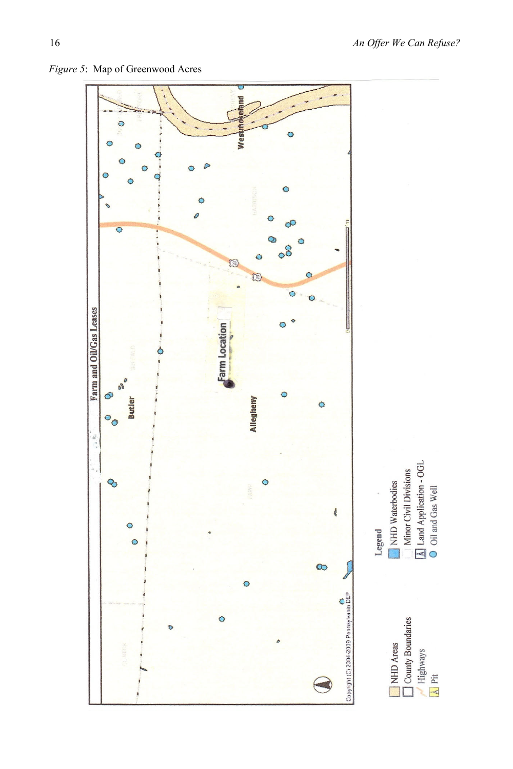*Figure 5*: Map of Greenwood Acres

Farm and Oil/Gas Leases

Legend

- NHD Areas
- County Boundaries
- Highways
- Pit
- NHD Waterbodies
- Minor Civil Divisions
- Land Application - OGL
- Oil and Gas Well

Copyright (C) 2004-2009 Pennsylvania DEP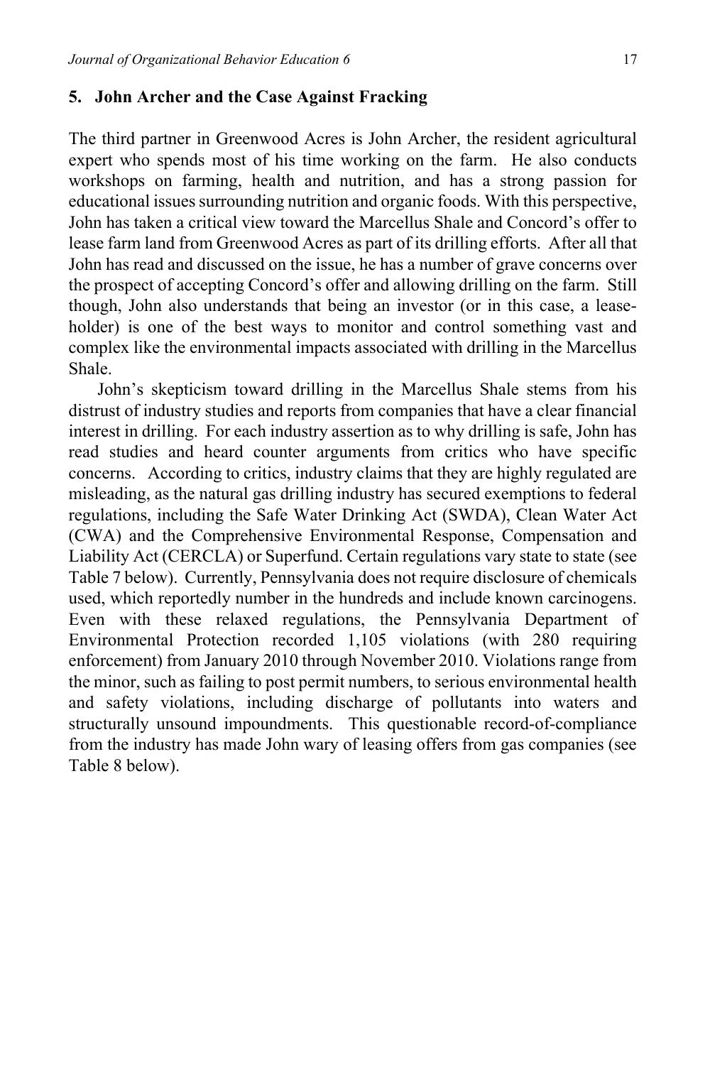## 5. John Archer and the Case Against Fracking

The third partner in Greenwood Acres is John Archer, the resident agricultural expert who spends most of his time working on the farm. He also conducts workshops on farming, health and nutrition, and has a strong passion for educational issues surrounding nutrition and organic foods. With this perspective, John has taken a critical view toward the Marcellus Shale and Concord's offer to lease farm land from Greenwood Acres as part of its drilling efforts. After all that John has read and discussed on the issue, he has a number of grave concerns over the prospect of accepting Concord's offer and allowing drilling on the farm. Still though, John also understands that being an investor (or in this case, a lease-holder) is one of the best ways to monitor and control something vast and complex like the environmental impacts associated with drilling in the Marcellus Shale.

John's skepticism toward drilling in the Marcellus Shale stems from his distrust of industry studies and reports from companies that have a clear financial interest in drilling. For each industry assertion as to why drilling is safe, John has read studies and heard counter arguments from critics who have specific concerns. According to critics, industry claims that they are highly regulated are misleading, as the natural gas drilling industry has secured exemptions to federal regulations, including the Safe Water Drinking Act (SWDA), Clean Water Act (CWA) and the Comprehensive Environmental Response, Compensation and Liability Act (CERCLA) or Superfund. Certain regulations vary state to state (see Table 7 below). Currently, Pennsylvania does not require disclosure of chemicals used, which reportedly number in the hundreds and include known carcinogens. Even with these relaxed regulations, the Pennsylvania Department of Environmental Protection recorded 1,105 violations (with 280 requiring enforcement) from January 2010 through November 2010. Violations range from the minor, such as failing to post permit numbers, to serious environmental health and safety violations, including discharge of pollutants into waters and structurally unsound impoundments. This questionable record-of-compliance from the industry has made John wary of leasing offers from gas companies (see Table 8 below).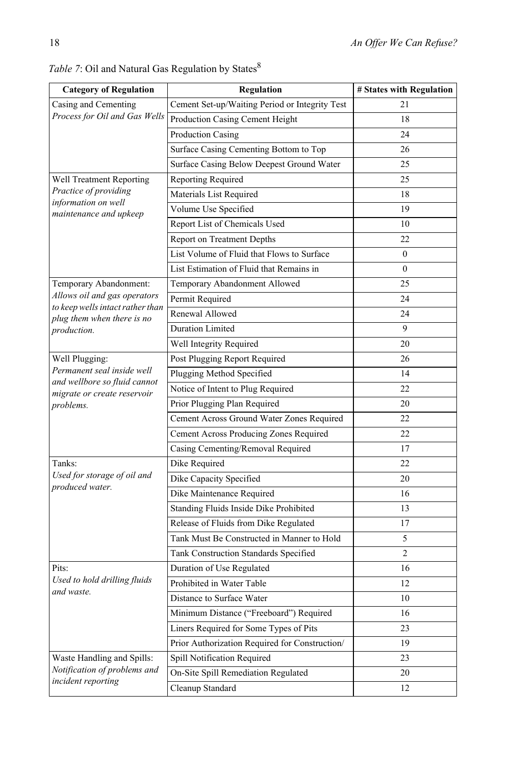*Table 7*: Oil and Natural Gas Regulation by States[8]

| Category of Regulation | Regulation | # States with Regulation |
|---|---|---|
| Casing and Cementing *Process for Oil and Gas Wells* | Cement Set-up/Waiting Period or Integrity Test | 21 |
| | Production Casing Cement Height | 18 |
| | Production Casing | 24 |
| | Surface Casing Cementing Bottom to Top | 26 |
| | Surface Casing Below Deepest Ground Water | 25 |
| Well Treatment Reporting *Practice of providing information on well maintenance and upkeep* | Reporting Required | 25 |
| | Materials List Required | 18 |
| | Volume Use Specified | 19 |
| | Report List of Chemicals Used | 10 |
| | Report on Treatment Depths | 22 |
| | List Volume of Fluid that Flows to Surface | 0 |
| | List Estimation of Fluid that Remains in | 0 |
| Temporary Abandonment: *Allows oil and gas operators to keep wells intact rather than plug them when there is no production.* | Temporary Abandonment Allowed | 25 |
| | Permit Required | 24 |
| | Renewal Allowed | 24 |
| | Duration Limited | 9 |
| | Well Integrity Required | 20 |
| Well Plugging: *Permanent seal inside well and wellbore so fluid cannot migrate or create reservoir problems.* | Post Plugging Report Required | 26 |
| | Plugging Method Specified | 14 |
| | Notice of Intent to Plug Required | 22 |
| | Prior Plugging Plan Required | 20 |
| | Cement Across Ground Water Zones Required | 22 |
| | Cement Across Producing Zones Required | 22 |
| | Casing Cementing/Removal Required | 17 |
| Tanks: *Used for storage of oil and produced water.* | Dike Required | 22 |
| | Dike Capacity Specified | 20 |
| | Dike Maintenance Required | 16 |
| | Standing Fluids Inside Dike Prohibited | 13 |
| | Release of Fluids from Dike Regulated | 17 |
| | Tank Must Be Constructed in Manner to Hold | 5 |
| | Tank Construction Standards Specified | 2 |
| Pits: *Used to hold drilling fluids and waste.* | Duration of Use Regulated | 16 |
| | Prohibited in Water Table | 12 |
| | Distance to Surface Water | 10 |
| | Minimum Distance ("Freeboard") Required | 16 |
| | Liners Required for Some Types of Pits | 23 |
| | Prior Authorization Required for Construction/ | 19 |
| Waste Handling and Spills: *Notification of problems and incident reporting* | Spill Notification Required | 23 |
| | On-Site Spill Remediation Regulated | 20 |
| | Cleanup Standard | 12 |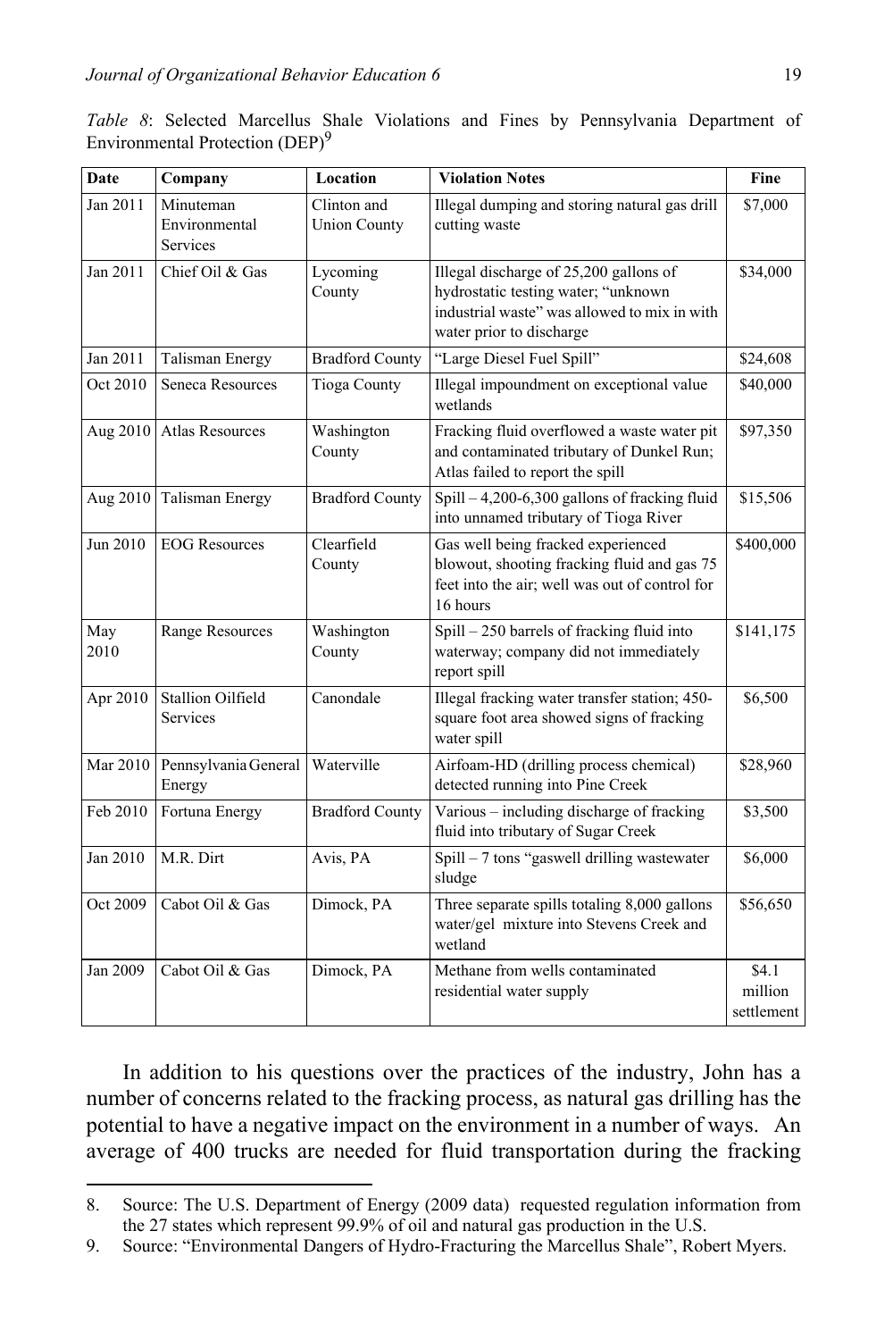*Table 8*: Selected Marcellus Shale Violations and Fines by Pennsylvania Department of Environmental Protection (DEP)[9]

| Date | Company | Location | Violation Notes | Fine |
|---|---|---|---|---|
| Jan 2011 | Minuteman Environmental Services | Clinton and Union County | Illegal dumping and storing natural gas drill cutting waste | $7,000 |
| Jan 2011 | Chief Oil & Gas | Lycoming County | Illegal discharge of 25,200 gallons of hydrostatic testing water; "unknown industrial waste" was allowed to mix in with water prior to discharge | $34,000 |
| Jan 2011 | Talisman Energy | Bradford County | "Large Diesel Fuel Spill" | $24,608 |
| Oct 2010 | Seneca Resources | Tioga County | Illegal impoundment on exceptional value wetlands | $40,000 |
| Aug 2010 | Atlas Resources | Washington County | Fracking fluid overflowed a waste water pit and contaminated tributary of Dunkel Run; Atlas failed to report the spill | $97,350 |
| Aug 2010 | Talisman Energy | Bradford County | Spill – 4,200-6,300 gallons of fracking fluid into unnamed tributary of Tioga River | $15,506 |
| Jun 2010 | EOG Resources | Clearfield County | Gas well being fracked experienced blowout, shooting fracking fluid and gas 75 feet into the air; well was out of control for 16 hours | $400,000 |
| May 2010 | Range Resources | Washington County | Spill – 250 barrels of fracking fluid into waterway; company did not immediately report spill | $141,175 |
| Apr 2010 | Stallion Oilfield Services | Canondale | Illegal fracking water transfer station; 450-square foot area showed signs of fracking water spill | $6,500 |
| Mar 2010 | Pennsylvania General Energy | Waterville | Airfoam-HD (drilling process chemical) detected running into Pine Creek | $28,960 |
| Feb 2010 | Fortuna Energy | Bradford County | Various – including discharge of fracking fluid into tributary of Sugar Creek | $3,500 |
| Jan 2010 | M.R. Dirt | Avis, PA | Spill – 7 tons "gaswell drilling wastewater sludge | $6,000 |
| Oct 2009 | Cabot Oil & Gas | Dimock, PA | Three separate spills totaling 8,000 gallons water/gel mixture into Stevens Creek and wetland | $56,650 |
| Jan 2009 | Cabot Oil & Gas | Dimock, PA | Methane from wells contaminated residential water supply | $4.1 million settlement |

In addition to his questions over the practices of the industry, John has a number of concerns related to the fracking process, as natural gas drilling has the potential to have a negative impact on the environment in a number of ways. An average of 400 trucks are needed for fluid transportation during the fracking

8. Source: The U.S. Department of Energy (2009 data) requested regulation information from the 27 states which represent 99.9% of oil and natural gas production in the U.S.
9. Source: "Environmental Dangers of Hydro-Fracturing the Marcellus Shale", Robert Myers.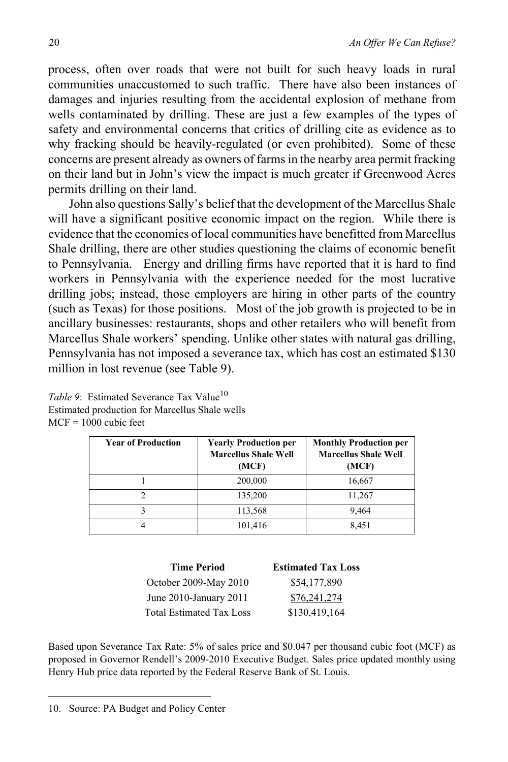process, often over roads that were not built for such heavy loads in rural communities unaccustomed to such traffic. There have also been instances of damages and injuries resulting from the accidental explosion of methane from wells contaminated by drilling. These are just a few examples of the types of safety and environmental concerns that critics of drilling cite as evidence as to why fracking should be heavily-regulated (or even prohibited). Some of these concerns are present already as owners of farms in the nearby area permit fracking on their land but in John's view the impact is much greater if Greenwood Acres permits drilling on their land.

John also questions Sally's belief that the development of the Marcellus Shale will have a significant positive economic impact on the region. While there is evidence that the economies of local communities have benefitted from Marcellus Shale drilling, there are other studies questioning the claims of economic benefit to Pennsylvania. Energy and drilling firms have reported that it is hard to find workers in Pennsylvania with the experience needed for the most lucrative drilling jobs; instead, those employers are hiring in other parts of the country (such as Texas) for those positions. Most of the job growth is projected to be in ancillary businesses: restaurants, shops and other retailers who will benefit from Marcellus Shale workers' spending. Unlike other states with natural gas drilling, Pennsylvania has not imposed a severance tax, which has cost an estimated $130 million in lost revenue (see Table 9).

*Table 9*: Estimated Severance Tax Value[10]
Estimated production for Marcellus Shale wells
MCF = 1000 cubic feet

| Year of Production | Yearly Production per Marcellus Shale Well (MCF) | Monthly Production per Marcellus Shale Well (MCF) |
|---|---|---|
| 1 | 200,000 | 16,667 |
| 2 | 135,200 | 11,267 |
| 3 | 113,568 | 9,464 |
| 4 | 101,416 | 8,451 |

| Time Period | Estimated Tax Loss |
|---|---|
| October 2009-May 2010 | $54,177,890 |
| June 2010-January 2011 | $76,241,274 |
| Total Estimated Tax Loss | $130,419,164 |

Based upon Severance Tax Rate: 5% of sales price and $0.047 per thousand cubic foot (MCF) as proposed in Governor Rendell's 2009-2010 Executive Budget. Sales price updated monthly using Henry Hub price data reported by the Federal Reserve Bank of St. Louis.

10. Source: PA Budget and Policy Center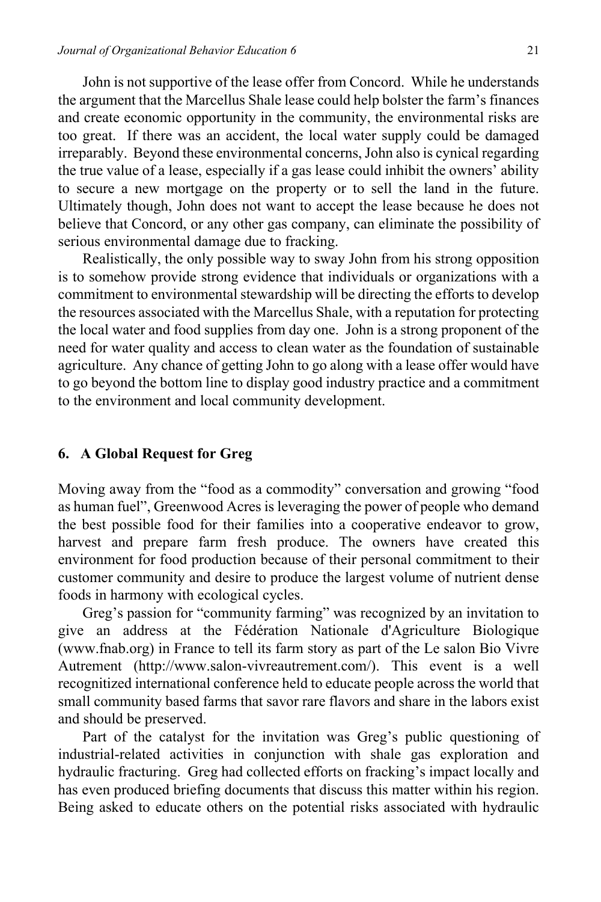John is not supportive of the lease offer from Concord. While he understands the argument that the Marcellus Shale lease could help bolster the farm's finances and create economic opportunity in the community, the environmental risks are too great. If there was an accident, the local water supply could be damaged irreparably. Beyond these environmental concerns, John also is cynical regarding the true value of a lease, especially if a gas lease could inhibit the owners' ability to secure a new mortgage on the property or to sell the land in the future. Ultimately though, John does not want to accept the lease because he does not believe that Concord, or any other gas company, can eliminate the possibility of serious environmental damage due to fracking.

Realistically, the only possible way to sway John from his strong opposition is to somehow provide strong evidence that individuals or organizations with a commitment to environmental stewardship will be directing the efforts to develop the resources associated with the Marcellus Shale, with a reputation for protecting the local water and food supplies from day one. John is a strong proponent of the need for water quality and access to clean water as the foundation of sustainable agriculture. Any chance of getting John to go along with a lease offer would have to go beyond the bottom line to display good industry practice and a commitment to the environment and local community development.

## 6. A Global Request for Greg

Moving away from the "food as a commodity" conversation and growing "food as human fuel", Greenwood Acres is leveraging the power of people who demand the best possible food for their families into a cooperative endeavor to grow, harvest and prepare farm fresh produce. The owners have created this environment for food production because of their personal commitment to their customer community and desire to produce the largest volume of nutrient dense foods in harmony with ecological cycles.

Greg's passion for "community farming" was recognized by an invitation to give an address at the Fédération Nationale d'Agriculture Biologique (www.fnab.org) in France to tell its farm story as part of the Le salon Bio Vivre Autrement (http://www.salon-vivreautrement.com/). This event is a well recognitized international conference held to educate people across the world that small community based farms that savor rare flavors and share in the labors exist and should be preserved.

Part of the catalyst for the invitation was Greg's public questioning of industrial-related activities in conjunction with shale gas exploration and hydraulic fracturing. Greg had collected efforts on fracking's impact locally and has even produced briefing documents that discuss this matter within his region. Being asked to educate others on the potential risks associated with hydraulic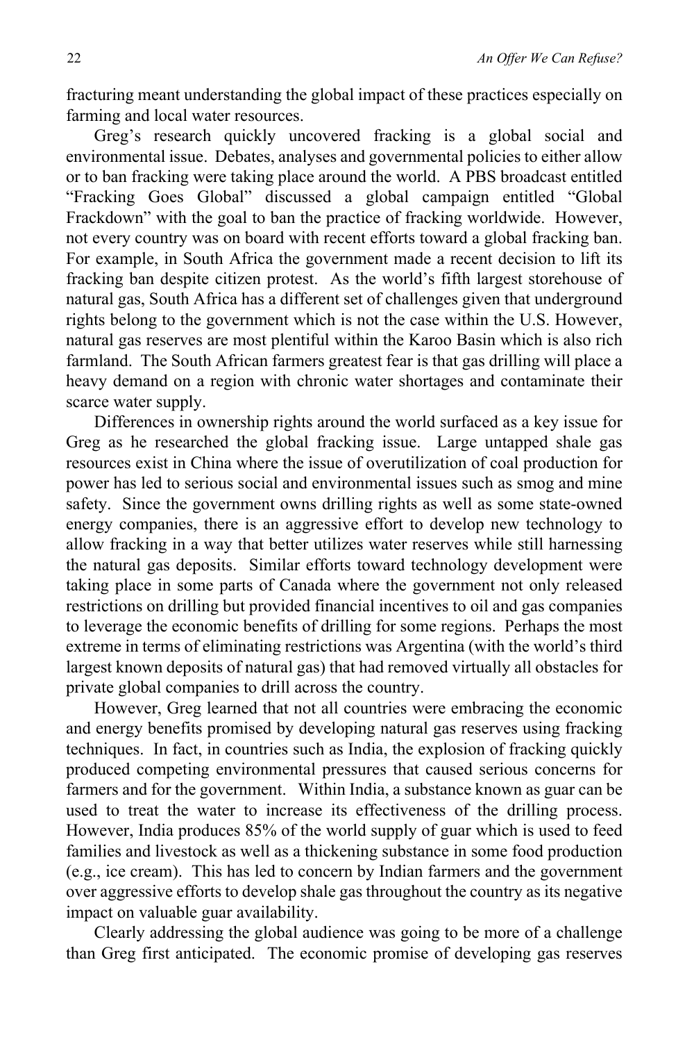fracturing meant understanding the global impact of these practices especially on farming and local water resources.

Greg's research quickly uncovered fracking is a global social and environmental issue. Debates, analyses and governmental policies to either allow or to ban fracking were taking place around the world. A PBS broadcast entitled "Fracking Goes Global" discussed a global campaign entitled "Global Frackdown" with the goal to ban the practice of fracking worldwide. However, not every country was on board with recent efforts toward a global fracking ban. For example, in South Africa the government made a recent decision to lift its fracking ban despite citizen protest. As the world's fifth largest storehouse of natural gas, South Africa has a different set of challenges given that underground rights belong to the government which is not the case within the U.S. However, natural gas reserves are most plentiful within the Karoo Basin which is also rich farmland. The South African farmers greatest fear is that gas drilling will place a heavy demand on a region with chronic water shortages and contaminate their scarce water supply.

Differences in ownership rights around the world surfaced as a key issue for Greg as he researched the global fracking issue. Large untapped shale gas resources exist in China where the issue of overutilization of coal production for power has led to serious social and environmental issues such as smog and mine safety. Since the government owns drilling rights as well as some state-owned energy companies, there is an aggressive effort to develop new technology to allow fracking in a way that better utilizes water reserves while still harnessing the natural gas deposits. Similar efforts toward technology development were taking place in some parts of Canada where the government not only released restrictions on drilling but provided financial incentives to oil and gas companies to leverage the economic benefits of drilling for some regions. Perhaps the most extreme in terms of eliminating restrictions was Argentina (with the world's third largest known deposits of natural gas) that had removed virtually all obstacles for private global companies to drill across the country.

However, Greg learned that not all countries were embracing the economic and energy benefits promised by developing natural gas reserves using fracking techniques. In fact, in countries such as India, the explosion of fracking quickly produced competing environmental pressures that caused serious concerns for farmers and for the government. Within India, a substance known as guar can be used to treat the water to increase its effectiveness of the drilling process. However, India produces 85% of the world supply of guar which is used to feed families and livestock as well as a thickening substance in some food production (e.g., ice cream). This has led to concern by Indian farmers and the government over aggressive efforts to develop shale gas throughout the country as its negative impact on valuable guar availability.

Clearly addressing the global audience was going to be more of a challenge than Greg first anticipated. The economic promise of developing gas reserves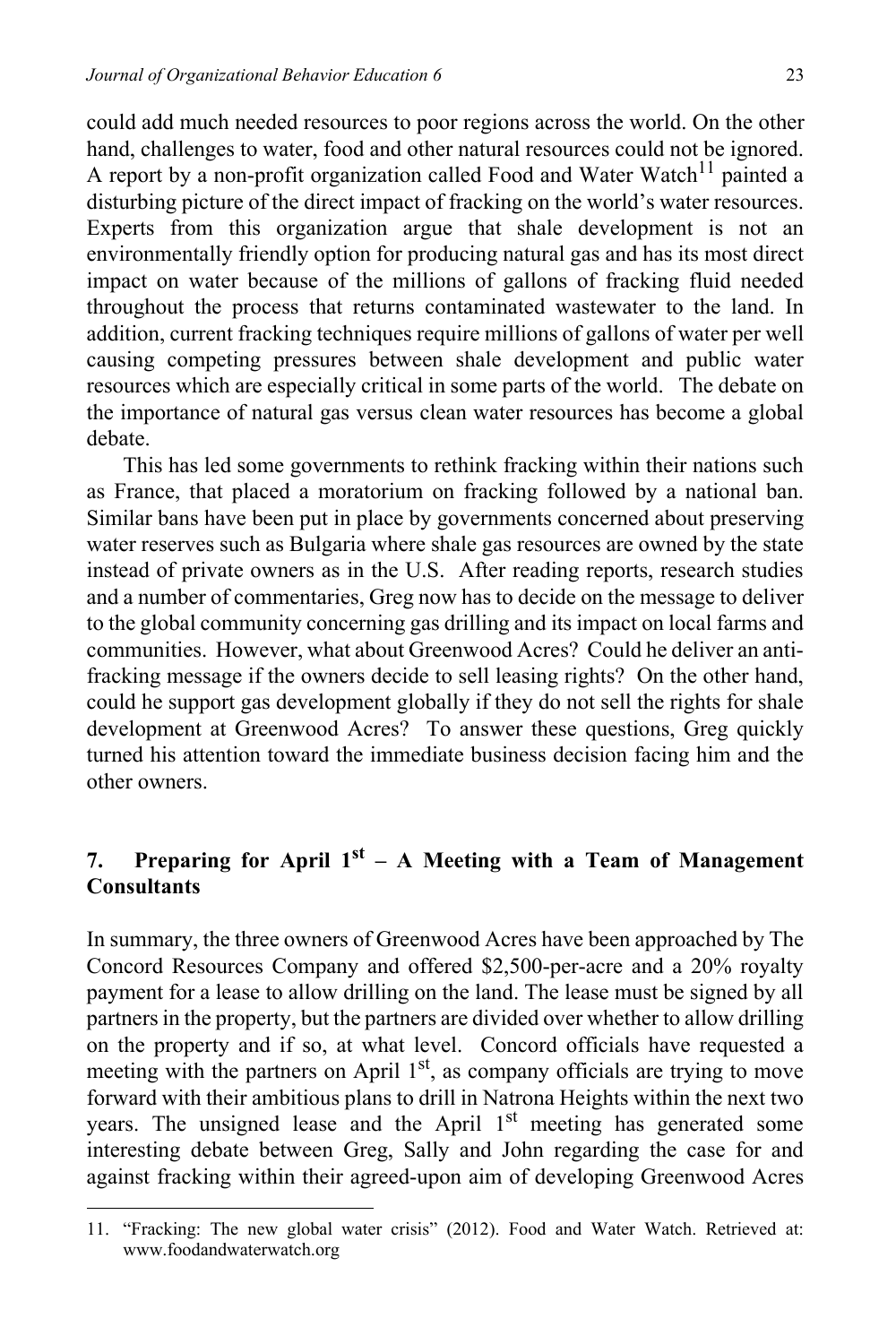could add much needed resources to poor regions across the world. On the other hand, challenges to water, food and other natural resources could not be ignored. A report by a non-profit organization called Food and Water Watch[11] painted a disturbing picture of the direct impact of fracking on the world's water resources. Experts from this organization argue that shale development is not an environmentally friendly option for producing natural gas and has its most direct impact on water because of the millions of gallons of fracking fluid needed throughout the process that returns contaminated wastewater to the land. In addition, current fracking techniques require millions of gallons of water per well causing competing pressures between shale development and public water resources which are especially critical in some parts of the world. The debate on the importance of natural gas versus clean water resources has become a global debate.

This has led some governments to rethink fracking within their nations such as France, that placed a moratorium on fracking followed by a national ban. Similar bans have been put in place by governments concerned about preserving water reserves such as Bulgaria where shale gas resources are owned by the state instead of private owners as in the U.S. After reading reports, research studies and a number of commentaries, Greg now has to decide on the message to deliver to the global community concerning gas drilling and its impact on local farms and communities. However, what about Greenwood Acres? Could he deliver an anti-fracking message if the owners decide to sell leasing rights? On the other hand, could he support gas development globally if they do not sell the rights for shale development at Greenwood Acres? To answer these questions, Greg quickly turned his attention toward the immediate business decision facing him and the other owners.

## 7. Preparing for April 1st – A Meeting with a Team of Management Consultants

In summary, the three owners of Greenwood Acres have been approached by The Concord Resources Company and offered $2,500-per-acre and a 20% royalty payment for a lease to allow drilling on the land. The lease must be signed by all partners in the property, but the partners are divided over whether to allow drilling on the property and if so, at what level. Concord officials have requested a meeting with the partners on April 1st, as company officials are trying to move forward with their ambitious plans to drill in Natrona Heights within the next two years. The unsigned lease and the April 1st meeting has generated some interesting debate between Greg, Sally and John regarding the case for and against fracking within their agreed-upon aim of developing Greenwood Acres

---

11. "Fracking: The new global water crisis" (2012). Food and Water Watch. Retrieved at: www.foodandwaterwatch.org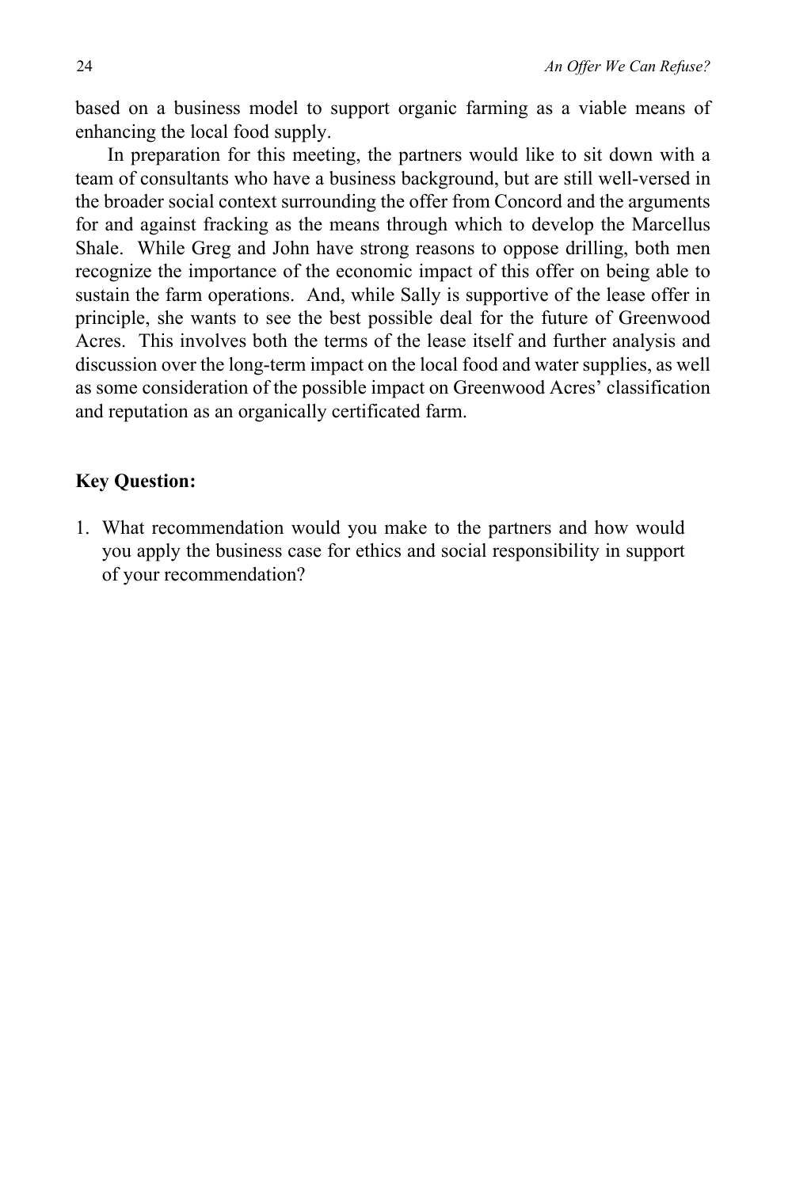based on a business model to support organic farming as a viable means of enhancing the local food supply.

In preparation for this meeting, the partners would like to sit down with a team of consultants who have a business background, but are still well-versed in the broader social context surrounding the offer from Concord and the arguments for and against fracking as the means through which to develop the Marcellus Shale. While Greg and John have strong reasons to oppose drilling, both men recognize the importance of the economic impact of this offer on being able to sustain the farm operations. And, while Sally is supportive of the lease offer in principle, she wants to see the best possible deal for the future of Greenwood Acres. This involves both the terms of the lease itself and further analysis and discussion over the long-term impact on the local food and water supplies, as well as some consideration of the possible impact on Greenwood Acres' classification and reputation as an organically certificated farm.

**Key Question:**

1. What recommendation would you make to the partners and how would you apply the business case for ethics and social responsibility in support of your recommendation?